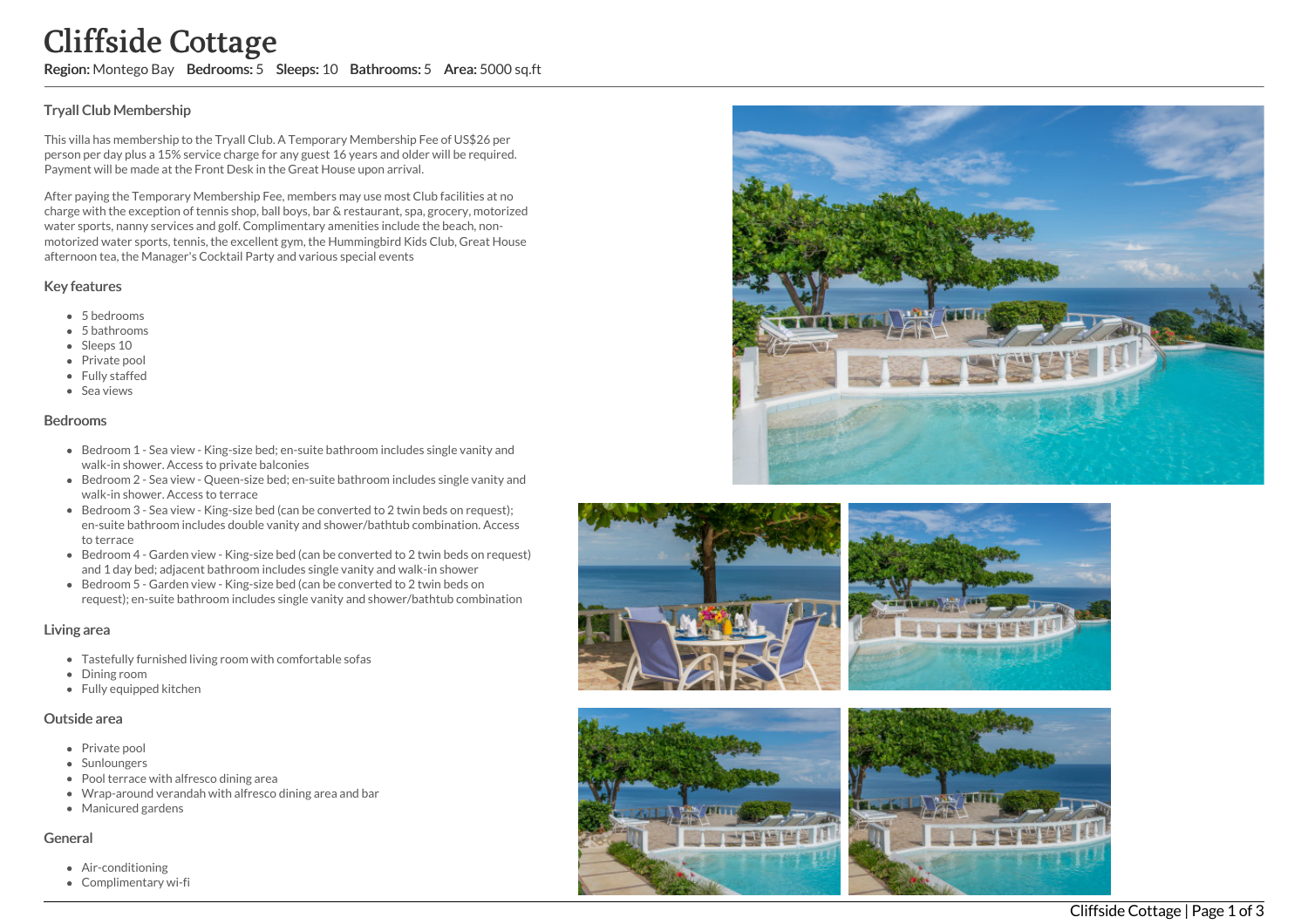# Cliffside Cottage

**Region:** Montego Bay **Bedrooms:** 5 **Sleeps:** 10 **Bathrooms:** 5 **Area:** 5000 sq.ft

## Tryall Club Membership

This villa has membership to the Tryall Club. A Temporary Membership Fee of US$26 per person per day plus a 15% service charge for any guest 16 years and older will be required. Payment will be made at the Front Desk in the Great House upon arrival.

After paying the Temporary Membership Fee, members may use most Club facilities at no charge with the exception of tennis shop, ball boys, bar & restaurant, spa, grocery, motorized water sports, nanny services and golf. Complimentary amenities include the beach, non-motorized water sports, tennis, the excellent gym, the Hummingbird Kids Club, Great House afternoon tea, the Manager's Cocktail Party and various special events

## Key features

- 5 bedrooms
- 5 bathrooms
- Sleeps 10
- Private pool
- Fully staffed
- Sea views

## Bedrooms

- Bedroom 1 - Sea view - King-size bed; en-suite bathroom includes single vanity and walk-in shower. Access to private balconies
- Bedroom 2 - Sea view - Queen-size bed; en-suite bathroom includes single vanity and walk-in shower. Access to terrace
- Bedroom 3 - Sea view - King-size bed (can be converted to 2 twin beds on request); en-suite bathroom includes double vanity and shower/bathtub combination. Access to terrace
- Bedroom 4 - Garden view - King-size bed (can be converted to 2 twin beds on request) and 1 day bed; adjacent bathroom includes single vanity and walk-in shower
- Bedroom 5 - Garden view - King-size bed (can be converted to 2 twin beds on request); en-suite bathroom includes single vanity and shower/bathtub combination

## Living area

- Tastefully furnished living room with comfortable sofas
- Dining room
- Fully equipped kitchen

## Outside area

- Private pool
- Sunloungers
- Pool terrace with alfresco dining area
- Wrap-around verandah with alfresco dining area and bar
- Manicured gardens

## General

- Air-conditioning
- Complimentary wi-fi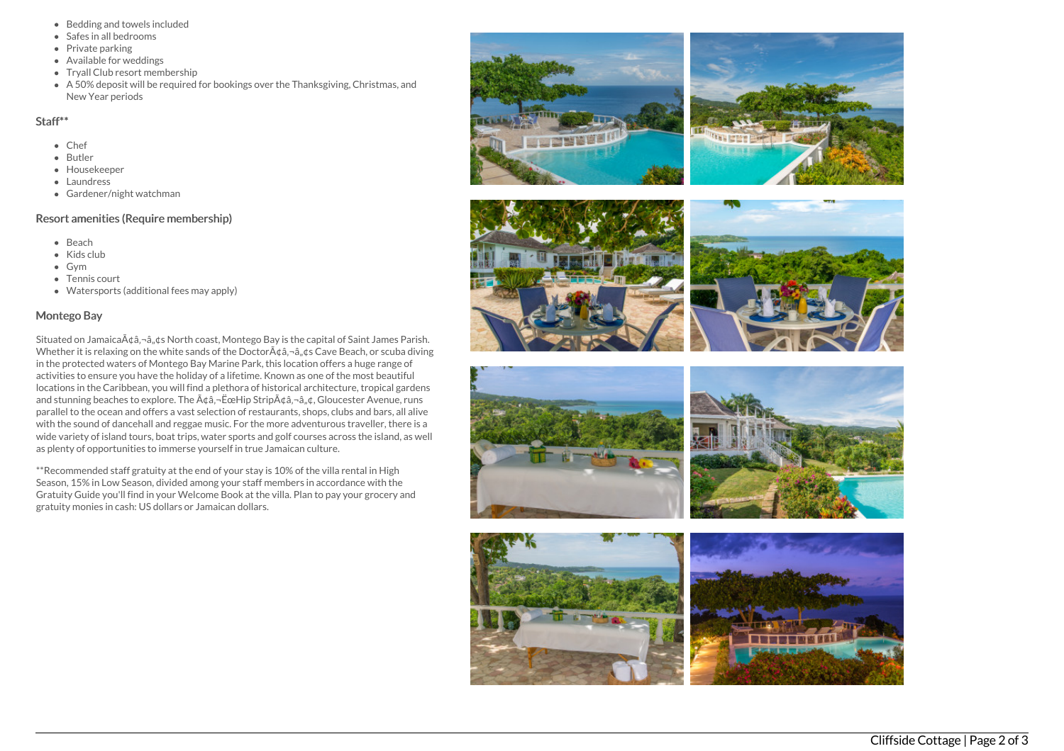- Bedding and towels included
- Safes in all bedrooms
- Private parking
- Available for weddings
- Tryall Club resort membership
- A 50% deposit will be required for bookings over the Thanksgiving, Christmas, and New Year periods

### Staff**

- Chef
- Butler
- Housekeeper
- Laundress
- Gardener/night watchman

### Resort amenities (Require membership)

- Beach
- Kids club
- Gym
- Tennis court
- Watersports (additional fees may apply)

### Montego Bay

Situated on JamaicaÃ¢â‚¬â„¢s North coast, Montego Bay is the capital of Saint James Parish. Whether it is relaxing on the white sands of the DoctorÃ¢â‚¬â„¢s Cave Beach, or scuba diving in the protected waters of Montego Bay Marine Park, this location offers a huge range of activities to ensure you have the holiday of a lifetime. Known as one of the most beautiful locations in the Caribbean, you will find a plethora of historical architecture, tropical gardens and stunning beaches to explore. The Ã¢â‚¬ËœHip StripÃ¢â‚¬â„¢, Gloucester Avenue, runs parallel to the ocean and offers a vast selection of restaurants, shops, clubs and bars, all alive with the sound of dancehall and reggae music. For the more adventurous traveller, there is a wide variety of island tours, boat trips, water sports and golf courses across the island, as well as plenty of opportunities to immerse yourself in true Jamaican culture.

**Recommended staff gratuity at the end of your stay is 10% of the villa rental in High Season, 15% in Low Season, divided among your staff members in accordance with the Gratuity Guide you'll find in your Welcome Book at the villa. Plan to pay your grocery and gratuity monies in cash: US dollars or Jamaican dollars.